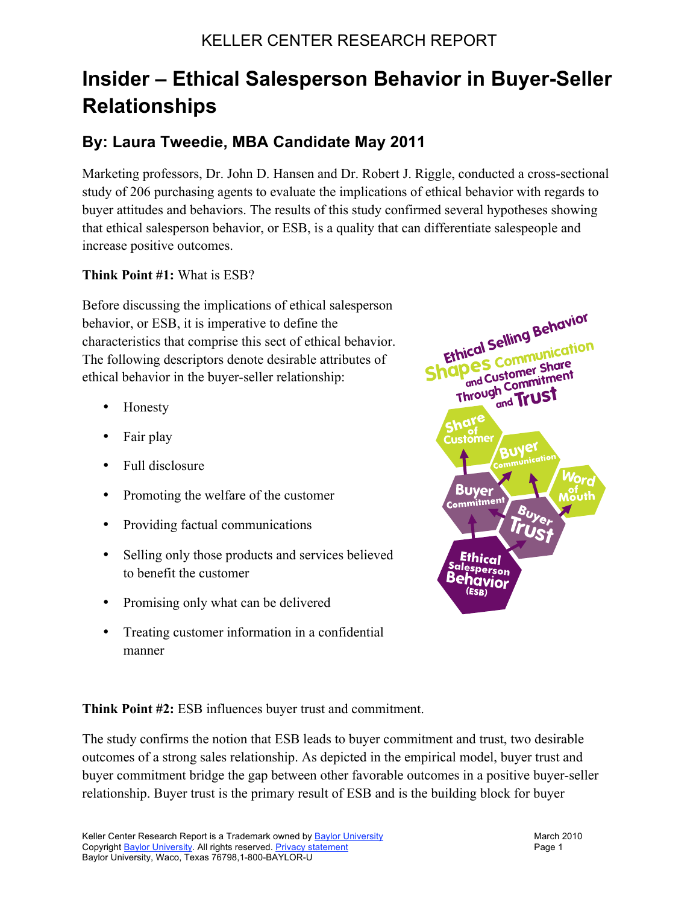KELLER CENTER RESEARCH REPORT

# Insider – Ethical Salesperson Behavior in Buyer-Seller Relationships

## By: Laura Tweedie, MBA Candidate May 2011

Marketing professors, Dr. John D. Hansen and Dr. Robert J. Riggle, conducted a cross-sectional study of 206 purchasing agents to evaluate the implications of ethical behavior with regards to buyer attitudes and behaviors. The results of this study confirmed several hypotheses showing that ethical salesperson behavior, or ESB, is a quality that can differentiate salespeople and increase positive outcomes.

**Think Point #1:** What is ESB?

Before discussing the implications of ethical salesperson behavior, or ESB, it is imperative to define the characteristics that comprise this sect of ethical behavior. The following descriptors denote desirable attributes of ethical behavior in the buyer-seller relationship:

- Honesty
- Fair play
- Full disclosure
- Promoting the welfare of the customer
- Providing factual communications
- Selling only those products and services believed to benefit the customer
- Promising only what can be delivered
- Treating customer information in a confidential manner

Ethical Selling Behavior Shapes Communication and Customer Share Through Commitment and Trust

**Think Point #2:** ESB influences buyer trust and commitment.

The study confirms the notion that ESB leads to buyer commitment and trust, two desirable outcomes of a strong sales relationship. As depicted in the empirical model, buyer trust and buyer commitment bridge the gap between other favorable outcomes in a positive buyer-seller relationship. Buyer trust is the primary result of ESB and is the building block for buyer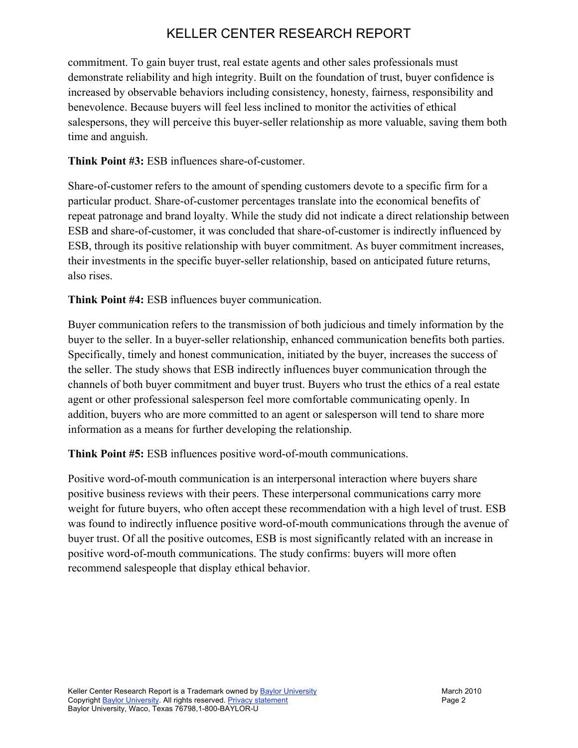commitment. To gain buyer trust, real estate agents and other sales professionals must demonstrate reliability and high integrity. Built on the foundation of trust, buyer confidence is increased by observable behaviors including consistency, honesty, fairness, responsibility and benevolence. Because buyers will feel less inclined to monitor the activities of ethical salespersons, they will perceive this buyer-seller relationship as more valuable, saving them both time and anguish.

**Think Point #3:** ESB influences share-of-customer.

Share-of-customer refers to the amount of spending customers devote to a specific firm for a particular product. Share-of-customer percentages translate into the economical benefits of repeat patronage and brand loyalty. While the study did not indicate a direct relationship between ESB and share-of-customer, it was concluded that share-of-customer is indirectly influenced by ESB, through its positive relationship with buyer commitment. As buyer commitment increases, their investments in the specific buyer-seller relationship, based on anticipated future returns, also rises.

**Think Point #4:** ESB influences buyer communication.

Buyer communication refers to the transmission of both judicious and timely information by the buyer to the seller. In a buyer-seller relationship, enhanced communication benefits both parties. Specifically, timely and honest communication, initiated by the buyer, increases the success of the seller. The study shows that ESB indirectly influences buyer communication through the channels of both buyer commitment and buyer trust. Buyers who trust the ethics of a real estate agent or other professional salesperson feel more comfortable communicating openly. In addition, buyers who are more committed to an agent or salesperson will tend to share more information as a means for further developing the relationship.

**Think Point #5:** ESB influences positive word-of-mouth communications.

Positive word-of-mouth communication is an interpersonal interaction where buyers share positive business reviews with their peers. These interpersonal communications carry more weight for future buyers, who often accept these recommendation with a high level of trust. ESB was found to indirectly influence positive word-of-mouth communications through the avenue of buyer trust. Of all the positive outcomes, ESB is most significantly related with an increase in positive word-of-mouth communications. The study confirms: buyers will more often recommend salespeople that display ethical behavior.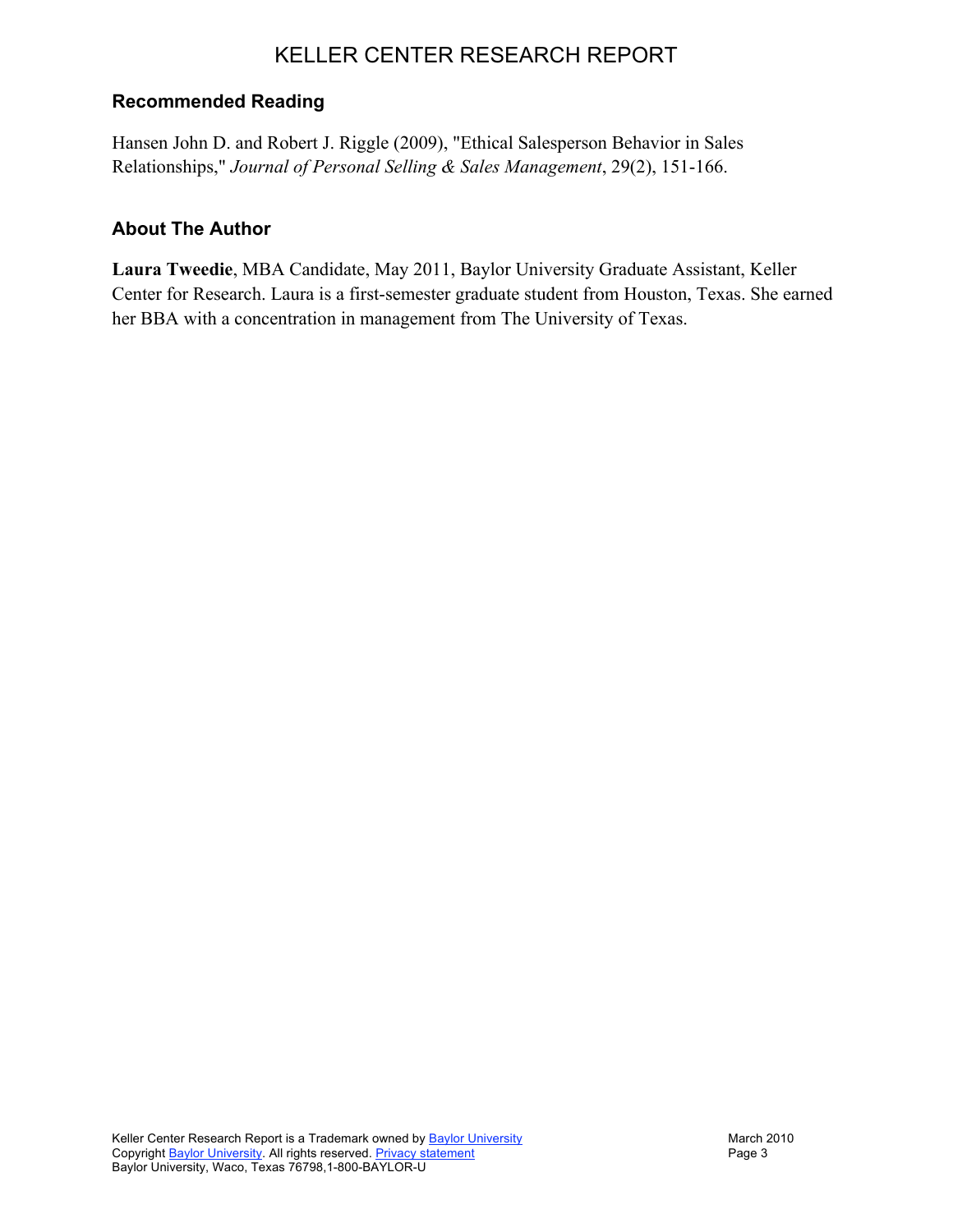## Recommended Reading

Hansen John D. and Robert J. Riggle (2009), "Ethical Salesperson Behavior in Sales Relationships," *Journal of Personal Selling & Sales Management*, 29(2), 151-166.

## About The Author

**Laura Tweedie**, MBA Candidate, May 2011, Baylor University Graduate Assistant, Keller Center for Research. Laura is a first-semester graduate student from Houston, Texas. She earned her BBA with a concentration in management from The University of Texas.